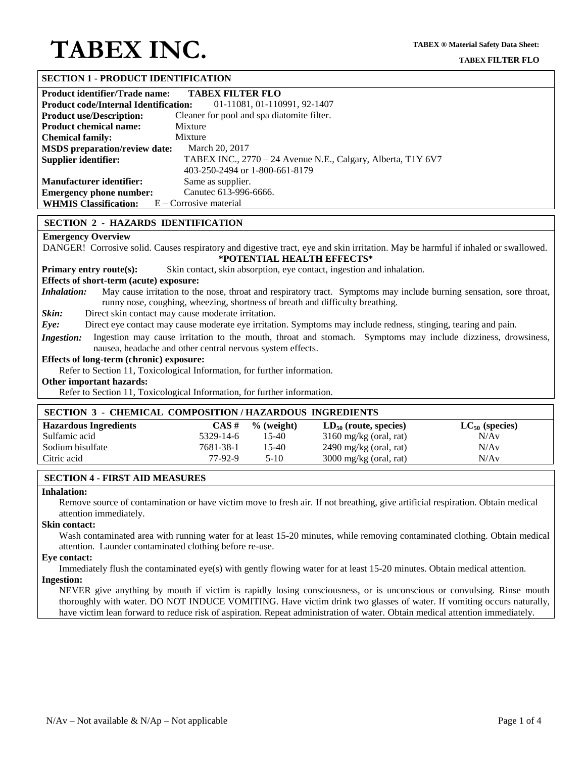# TABEX INC.

**TABEX ® Material Safety Data Sheet:**

**TABEX FILTER FLO**

## SECTION 1 - PRODUCT IDENTIFICATION

**Product identifier/Trade name:** **TABEX FILTER FLO**
**Product code/Internal Identification:** 01-11081, 01-110991, 92-1407
**Product use/Description:** Cleaner for pool and spa diatomite filter.
**Product chemical name:** Mixture
**Chemical family:** Mixture
**MSDS preparation/review date:** March 20, 2017
**Supplier identifier:** TABEX INC., 2770 – 24 Avenue N.E., Calgary, Alberta, T1Y 6V7
403-250-2494 or 1-800-661-8179
**Manufacturer identifier:** Same as supplier.
**Emergency phone number:** Canutec 613-996-6666.
**WHMIS Classification:** E – Corrosive material

## SECTION 2 - HAZARDS IDENTIFICATION

**Emergency Overview**

DANGER! Corrosive solid. Causes respiratory and digestive tract, eye and skin irritation. May be harmful if inhaled or swallowed.

**\*POTENTIAL HEALTH EFFECTS\***

**Primary entry route(s):** Skin contact, skin absorption, eye contact, ingestion and inhalation.

**Effects of short-term (acute) exposure:**

***Inhalation:*** May cause irritation to the nose, throat and respiratory tract. Symptoms may include burning sensation, sore throat, runny nose, coughing, wheezing, shortness of breath and difficulty breathing.

***Skin:*** Direct skin contact may cause moderate irritation.

***Eye:*** Direct eye contact may cause moderate eye irritation. Symptoms may include redness, stinging, tearing and pain.

***Ingestion:*** Ingestion may cause irritation to the mouth, throat and stomach. Symptoms may include dizziness, drowsiness, nausea, headache and other central nervous system effects.

**Effects of long-term (chronic) exposure:**

Refer to Section 11, Toxicological Information, for further information.

**Other important hazards:**

Refer to Section 11, Toxicological Information, for further information.

## SECTION 3 - CHEMICAL COMPOSITION / HAZARDOUS INGREDIENTS

| Hazardous Ingredients | CAS # | % (weight) | $LD_{50}$ (route, species) | $LC_{50}$ (species) |
|---|---|---|---|---|
| Sulfamic acid | 5329-14-6 | 15-40 | 3160 mg/kg (oral, rat) | N/Av |
| Sodium bisulfate | 7681-38-1 | 15-40 | 2490 mg/kg (oral, rat) | N/Av |
| Citric acid | 77-92-9 | 5-10 | 3000 mg/kg (oral, rat) | N/Av |

## SECTION 4 - FIRST AID MEASURES

**Inhalation:**

Remove source of contamination or have victim move to fresh air. If not breathing, give artificial respiration. Obtain medical attention immediately.

**Skin contact:**

Wash contaminated area with running water for at least 15-20 minutes, while removing contaminated clothing. Obtain medical attention. Launder contaminated clothing before re-use.

**Eye contact:**

Immediately flush the contaminated eye(s) with gently flowing water for at least 15-20 minutes. Obtain medical attention.

**Ingestion:**

NEVER give anything by mouth if victim is rapidly losing consciousness, or is unconscious or convulsing. Rinse mouth thoroughly with water. DO NOT INDUCE VOMITING. Have victim drink two glasses of water. If vomiting occurs naturally, have victim lean forward to reduce risk of aspiration. Repeat administration of water. Obtain medical attention immediately.

N/Av – Not available & N/Ap – Not applicable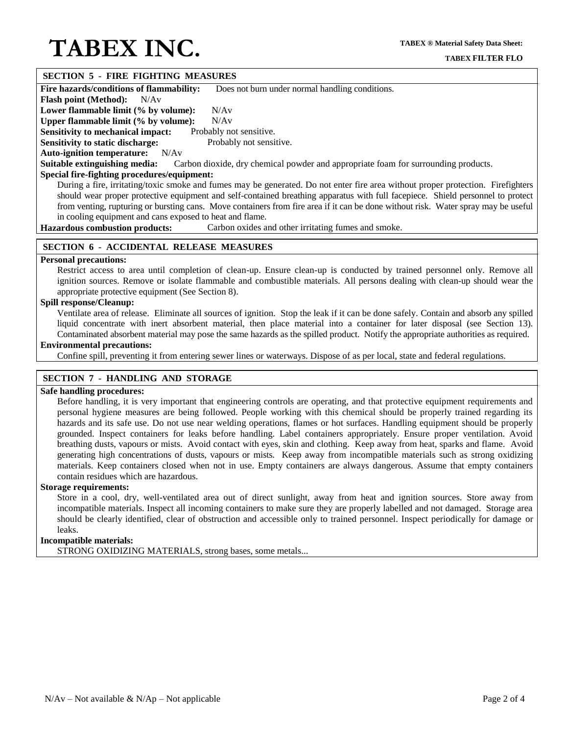## SECTION 5 - FIRE FIGHTING MEASURES

**Fire hazards/conditions of flammability:** Does not burn under normal handling conditions.

**Flash point (Method):** N/Av

**Lower flammable limit (% by volume):** N/Av

**Upper flammable limit (% by volume):** N/Av

**Sensitivity to mechanical impact:** Probably not sensitive.

**Sensitivity to static discharge:** Probably not sensitive.

**Auto-ignition temperature:** N/Av

**Suitable extinguishing media:** Carbon dioxide, dry chemical powder and appropriate foam for surrounding products.

**Special fire-fighting procedures/equipment:**

During a fire, irritating/toxic smoke and fumes may be generated. Do not enter fire area without proper protection. Firefighters should wear proper protective equipment and self-contained breathing apparatus with full facepiece. Shield personnel to protect from venting, rupturing or bursting cans. Move containers from fire area if it can be done without risk. Water spray may be useful in cooling equipment and cans exposed to heat and flame.

**Hazardous combustion products:** Carbon oxides and other irritating fumes and smoke.

## SECTION 6 - ACCIDENTAL RELEASE MEASURES

**Personal precautions:**

Restrict access to area until completion of clean-up. Ensure clean-up is conducted by trained personnel only. Remove all ignition sources. Remove or isolate flammable and combustible materials. All persons dealing with clean-up should wear the appropriate protective equipment (See Section 8).

**Spill response/Cleanup:**

Ventilate area of release. Eliminate all sources of ignition. Stop the leak if it can be done safely. Contain and absorb any spilled liquid concentrate with inert absorbent material, then place material into a container for later disposal (see Section 13). Contaminated absorbent material may pose the same hazards as the spilled product. Notify the appropriate authorities as required.

**Environmental precautions:**

Confine spill, preventing it from entering sewer lines or waterways. Dispose of as per local, state and federal regulations.

## SECTION 7 - HANDLING AND STORAGE

**Safe handling procedures:**

Before handling, it is very important that engineering controls are operating, and that protective equipment requirements and personal hygiene measures are being followed. People working with this chemical should be properly trained regarding its hazards and its safe use. Do not use near welding operations, flames or hot surfaces. Handling equipment should be properly grounded. Inspect containers for leaks before handling. Label containers appropriately. Ensure proper ventilation. Avoid breathing dusts, vapours or mists. Avoid contact with eyes, skin and clothing. Keep away from heat, sparks and flame. Avoid generating high concentrations of dusts, vapours or mists. Keep away from incompatible materials such as strong oxidizing materials. Keep containers closed when not in use. Empty containers are always dangerous. Assume that empty containers contain residues which are hazardous.

**Storage requirements:**

Store in a cool, dry, well-ventilated area out of direct sunlight, away from heat and ignition sources. Store away from incompatible materials. Inspect all incoming containers to make sure they are properly labelled and not damaged. Storage area should be clearly identified, clear of obstruction and accessible only to trained personnel. Inspect periodically for damage or leaks.

**Incompatible materials:**

STRONG OXIDIZING MATERIALS, strong bases, some metals...

N/Av – Not available & N/Ap – Not applicable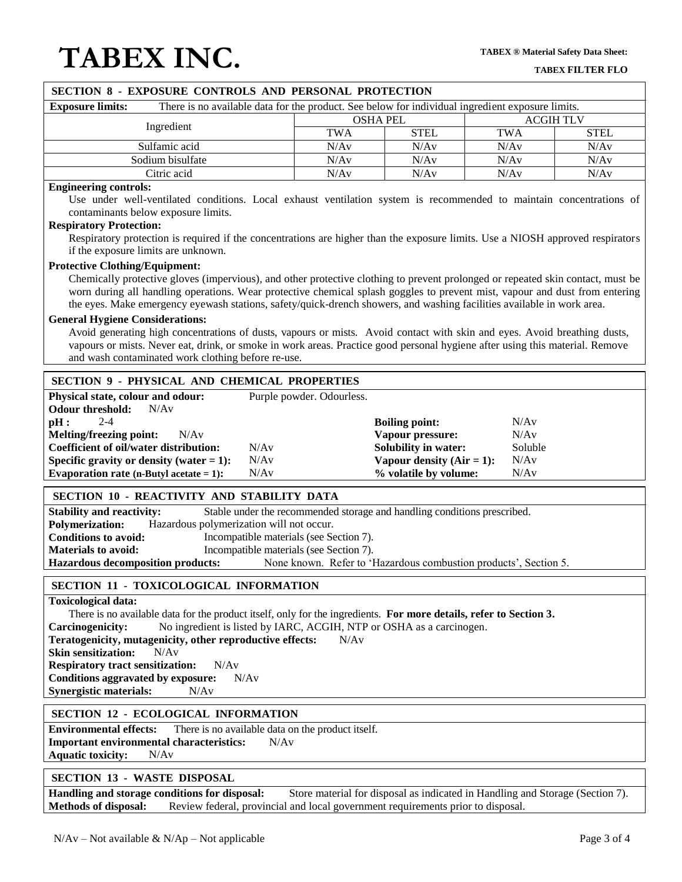## SECTION 8 - EXPOSURE CONTROLS AND PERSONAL PROTECTION

**Exposure limits:** There is no available data for the product. See below for individual ingredient exposure limits.

| Ingredient | OSHA PEL | | ACGIH TLV | |
|---|---|---|---|---|
| | TWA | STEL | TWA | STEL |
| Sulfamic acid | N/Av | N/Av | N/Av | N/Av |
| Sodium bisulfate | N/Av | N/Av | N/Av | N/Av |
| Citric acid | N/Av | N/Av | N/Av | N/Av |

**Engineering controls:**

Use under well-ventilated conditions. Local exhaust ventilation system is recommended to maintain concentrations of contaminants below exposure limits.

**Respiratory Protection:**

Respiratory protection is required if the concentrations are higher than the exposure limits. Use a NIOSH approved respirators if the exposure limits are unknown.

**Protective Clothing/Equipment:**

Chemically protective gloves (impervious), and other protective clothing to prevent prolonged or repeated skin contact, must be worn during all handling operations. Wear protective chemical splash goggles to prevent mist, vapour and dust from entering the eyes. Make emergency eyewash stations, safety/quick-drench showers, and washing facilities available in work area.

**General Hygiene Considerations:**

Avoid generating high concentrations of dusts, vapours or mists. Avoid contact with skin and eyes. Avoid breathing dusts, vapours or mists. Never eat, drink, or smoke in work areas. Practice good personal hygiene after using this material. Remove and wash contaminated work clothing before re-use.

## SECTION 9 - PHYSICAL AND CHEMICAL PROPERTIES

**Physical state, colour and odour:** Purple powder. Odourless.

**Odour threshold:** N/Av

| | | | |
|---|---|---|---|
| **pH :** | 2-4 | **Boiling point:** | N/Av |
| **Melting/freezing point:** | N/Av | **Vapour pressure:** | N/Av |
| **Coefficient of oil/water distribution:** | N/Av | **Solubility in water:** | Soluble |
| **Specific gravity or density (water = 1):** | N/Av | **Vapour density (Air = 1):** | N/Av |
| **Evaporation rate (n-Butyl acetate = 1):** | N/Av | **% volatile by volume:** | N/Av |

## SECTION 10 - REACTIVITY AND STABILITY DATA

**Stability and reactivity:** Stable under the recommended storage and handling conditions prescribed.

**Polymerization:** Hazardous polymerization will not occur.

**Conditions to avoid:** Incompatible materials (see Section 7).

**Materials to avoid:** Incompatible materials (see Section 7).

**Hazardous decomposition products:** None known. Refer to 'Hazardous combustion products', Section 5.

## SECTION 11 - TOXICOLOGICAL INFORMATION

**Toxicological data:**

There is no available data for the product itself, only for the ingredients. **For more details, refer to Section 3.**

**Carcinogenicity:** No ingredient is listed by IARC, ACGIH, NTP or OSHA as a carcinogen.

**Teratogenicity, mutagenicity, other reproductive effects:** N/Av

**Skin sensitization:** N/Av

**Respiratory tract sensitization:** N/Av

**Conditions aggravated by exposure:** N/Av

**Synergistic materials:** N/Av

## SECTION 12 - ECOLOGICAL INFORMATION

**Environmental effects:** There is no available data on the product itself.

**Important environmental characteristics:** N/Av

**Aquatic toxicity:** N/Av

## SECTION 13 - WASTE DISPOSAL

**Handling and storage conditions for disposal:** Store material for disposal as indicated in Handling and Storage (Section 7).

**Methods of disposal:** Review federal, provincial and local government requirements prior to disposal.

N/Av – Not available & N/Ap – Not applicable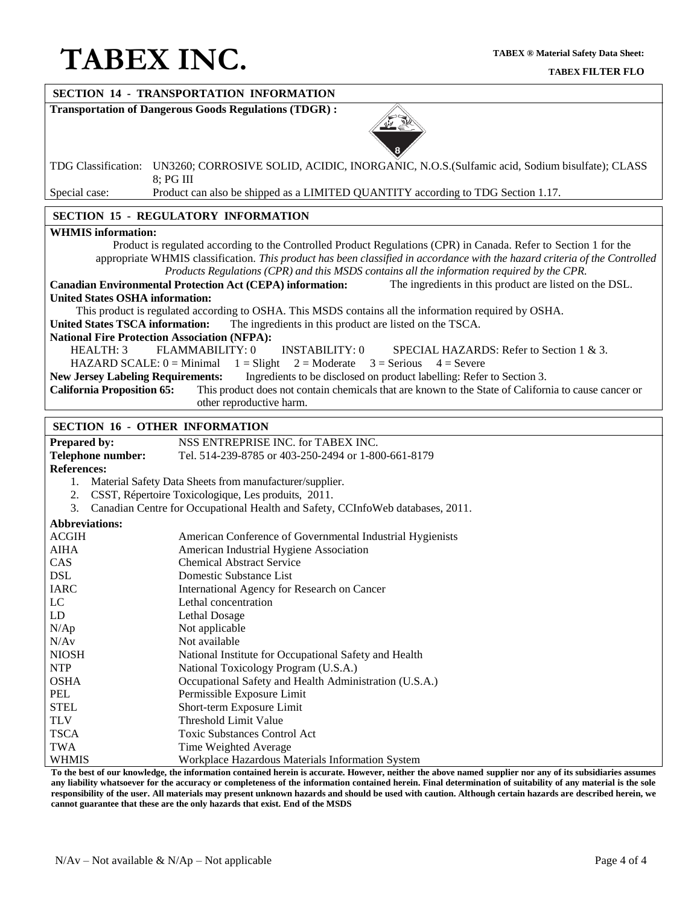## SECTION 14 - TRANSPORTATION INFORMATION

**Transportation of Dangerous Goods Regulations (TDGR) :**

TDG Classification: UN3260; CORROSIVE SOLID, ACIDIC, INORGANIC, N.O.S.(Sulfamic acid, Sodium bisulfate); CLASS 8; PG III

Special case: Product can also be shipped as a LIMITED QUANTITY according to TDG Section 1.17.

## SECTION 15 - REGULATORY INFORMATION

**WHMIS information:**

Product is regulated according to the Controlled Product Regulations (CPR) in Canada. Refer to Section 1 for the appropriate WHMIS classification. *This product has been classified in accordance with the hazard criteria of the Controlled Products Regulations (CPR) and this MSDS contains all the information required by the CPR.*

**Canadian Environmental Protection Act (CEPA) information:** The ingredients in this product are listed on the DSL.

**United States OSHA information:**

This product is regulated according to OSHA. This MSDS contains all the information required by OSHA.

**United States TSCA information:** The ingredients in this product are listed on the TSCA.

**National Fire Protection Association (NFPA):**

HEALTH: 3 FLAMMABILITY: 0 INSTABILITY: 0 SPECIAL HAZARDS: Refer to Section 1 & 3.

HAZARD SCALE: 0 = Minimal 1 = Slight 2 = Moderate 3 = Serious 4 = Severe

**New Jersey Labeling Requirements:** Ingredients to be disclosed on product labelling: Refer to Section 3.

**California Proposition 65:** This product does not contain chemicals that are known to the State of California to cause cancer or other reproductive harm.

## SECTION 16 - OTHER INFORMATION

**Prepared by:** NSS ENTREPRISE INC. for TABEX INC.

**Telephone number:** Tel. 514-239-8785 or 403-250-2494 or 1-800-661-8179

**References:**

1. Material Safety Data Sheets from manufacturer/supplier.
2. CSST, Répertoire Toxicologique, Les produits, 2011.
3. Canadian Centre for Occupational Health and Safety, CCInfoWeb databases, 2011.

**Abbreviations:**

| | |
|---|---|
| ACGIH | American Conference of Governmental Industrial Hygienists |
| AIHA | American Industrial Hygiene Association |
| CAS | Chemical Abstract Service |
| DSL | Domestic Substance List |
| IARC | International Agency for Research on Cancer |
| LC | Lethal concentration |
| LD | Lethal Dosage |
| N/Ap | Not applicable |
| N/Av | Not available |
| NIOSH | National Institute for Occupational Safety and Health |
| NTP | National Toxicology Program (U.S.A.) |
| OSHA | Occupational Safety and Health Administration (U.S.A.) |
| PEL | Permissible Exposure Limit |
| STEL | Short-term Exposure Limit |
| TLV | Threshold Limit Value |
| TSCA | Toxic Substances Control Act |
| TWA | Time Weighted Average |
| WHMIS | Workplace Hazardous Materials Information System |

**To the best of our knowledge, the information contained herein is accurate. However, neither the above named supplier nor any of its subsidiaries assumes any liability whatsoever for the accuracy or completeness of the information contained herein. Final determination of suitability of any material is the sole responsibility of the user. All materials may present unknown hazards and should be used with caution. Although certain hazards are described herein, we cannot guarantee that these are the only hazards that exist. End of the MSDS**